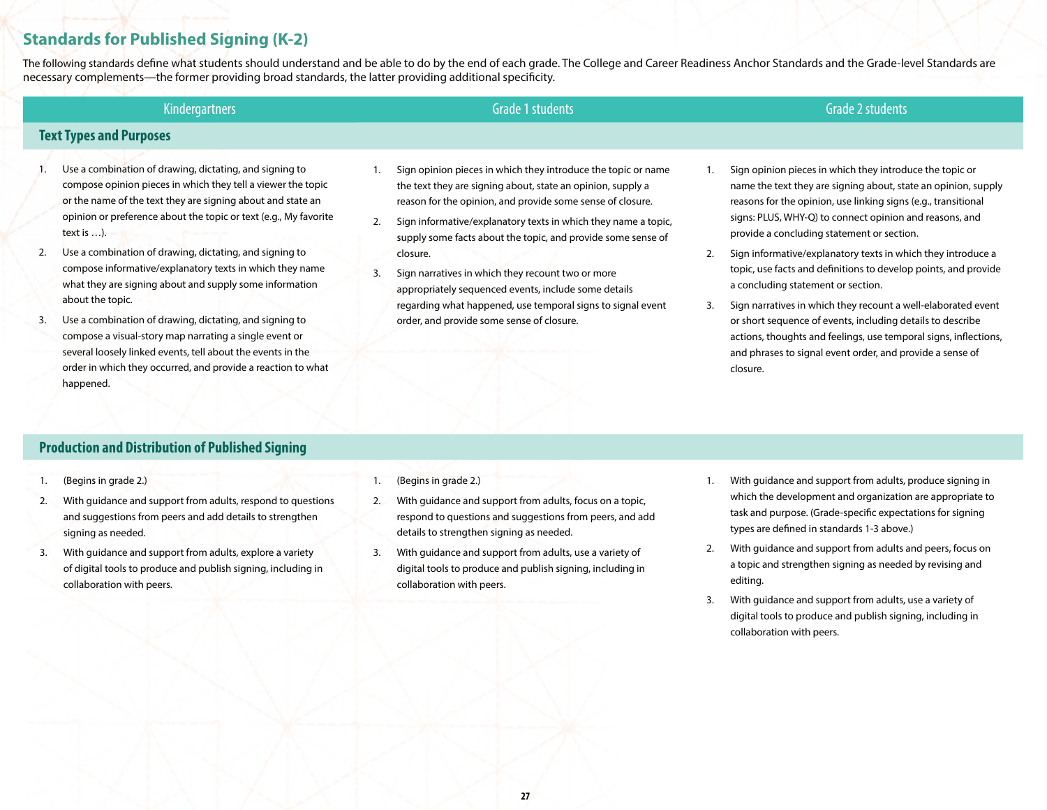## Standards for Published Signing (K-2)

The following standards define what students should understand and be able to do by the end of each grade. The College and Career Readiness Anchor Standards and the Grade-level Standards are necessary complements—the former providing broad standards, the latter providing additional specificity.

| Kindergartners | Grade 1 students | Grade 2 students |
|---|---|---|
| **Text Types and Purposes** | | |
| 1. Use a combination of drawing, dictating, and signing to compose opinion pieces in which they tell a viewer the topic or the name of the text they are signing about and state an opinion or preference about the topic or text (e.g., My favorite text is …). | 1. Sign opinion pieces in which they introduce the topic or name the text they are signing about, state an opinion, supply a reason for the opinion, and provide some sense of closure. | 1. Sign opinion pieces in which they introduce the topic or name the text they are signing about, state an opinion, supply reasons for the opinion, use linking signs (e.g., transitional signs: PLUS, WHY-Q) to connect opinion and reasons, and provide a concluding statement or section. |
| 2. Use a combination of drawing, dictating, and signing to compose informative/explanatory texts in which they name what they are signing about and supply some information about the topic. | 2. Sign informative/explanatory texts in which they name a topic, supply some facts about the topic, and provide some sense of closure. | 2. Sign informative/explanatory texts in which they introduce a topic, use facts and definitions to develop points, and provide a concluding statement or section. |
| 3. Use a combination of drawing, dictating, and signing to compose a visual-story map narrating a single event or several loosely linked events, tell about the events in the order in which they occurred, and provide a reaction to what happened. | 3. Sign narratives in which they recount two or more appropriately sequenced events, include some details regarding what happened, use temporal signs to signal event order, and provide some sense of closure. | 3. Sign narratives in which they recount a well-elaborated event or short sequence of events, including details to describe actions, thoughts and feelings, use temporal signs, inflections, and phrases to signal event order, and provide a sense of closure. |
| **Production and Distribution of Published Signing** | | |
| 1. (Begins in grade 2.) | 1. (Begins in grade 2.) | 1. With guidance and support from adults, produce signing in which the development and organization are appropriate to task and purpose. (Grade-specific expectations for signing types are defined in standards 1-3 above.) |
| 2. With guidance and support from adults, respond to questions and suggestions from peers and add details to strengthen signing as needed. | 2. With guidance and support from adults, focus on a topic, respond to questions and suggestions from peers, and add details to strengthen signing as needed. | 2. With guidance and support from adults and peers, focus on a topic and strengthen signing as needed by revising and editing. |
| 3. With guidance and support from adults, explore a variety of digital tools to produce and publish signing, including in collaboration with peers. | 3. With guidance and support from adults, use a variety of digital tools to produce and publish signing, including in collaboration with peers. | 3. With guidance and support from adults, use a variety of digital tools to produce and publish signing, including in collaboration with peers. |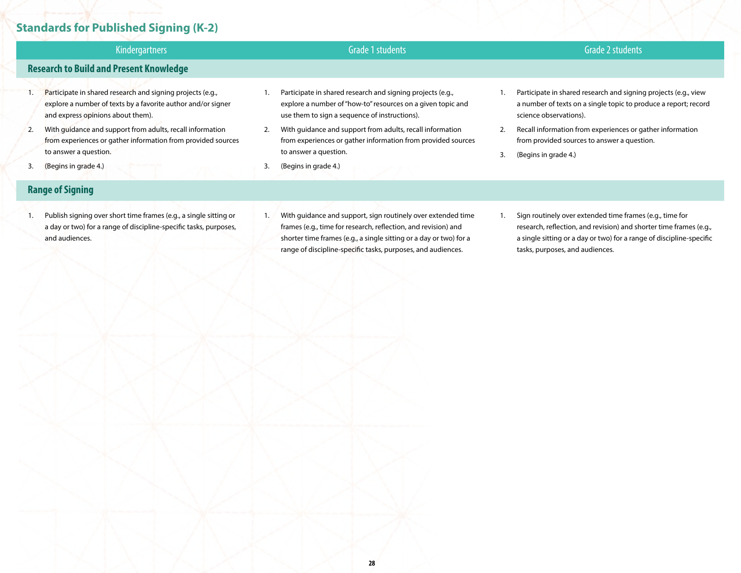## Standards for Published Signing (K-2)

| Kindergartners | Grade 1 students | Grade 2 students |
|---|---|---|
| **Research to Build and Present Knowledge** | | |
| 1. Participate in shared research and signing projects (e.g., explore a number of texts by a favorite author and/or signer and express opinions about them). | 1. Participate in shared research and signing projects (e.g., explore a number of "how-to" resources on a given topic and use them to sign a sequence of instructions). | 1. Participate in shared research and signing projects (e.g., view a number of texts on a single topic to produce a report; record science observations). |
| 2. With guidance and support from adults, recall information from experiences or gather information from provided sources to answer a question. | 2. With guidance and support from adults, recall information from experiences or gather information from provided sources to answer a question. | 2. Recall information from experiences or gather information from provided sources to answer a question. |
| 3. (Begins in grade 4.) | 3. (Begins in grade 4.) | 3. (Begins in grade 4.) |
| **Range of Signing** | | |
| 1. Publish signing over short time frames (e.g., a single sitting or a day or two) for a range of discipline-specific tasks, purposes, and audiences. | 1. With guidance and support, sign routinely over extended time frames (e.g., time for research, reflection, and revision) and shorter time frames (e.g., a single sitting or a day or two) for a range of discipline-specific tasks, purposes, and audiences. | 1. Sign routinely over extended time frames (e.g., time for research, reflection, and revision) and shorter time frames (e.g., a single sitting or a day or two) for a range of discipline-specific tasks, purposes, and audiences. |